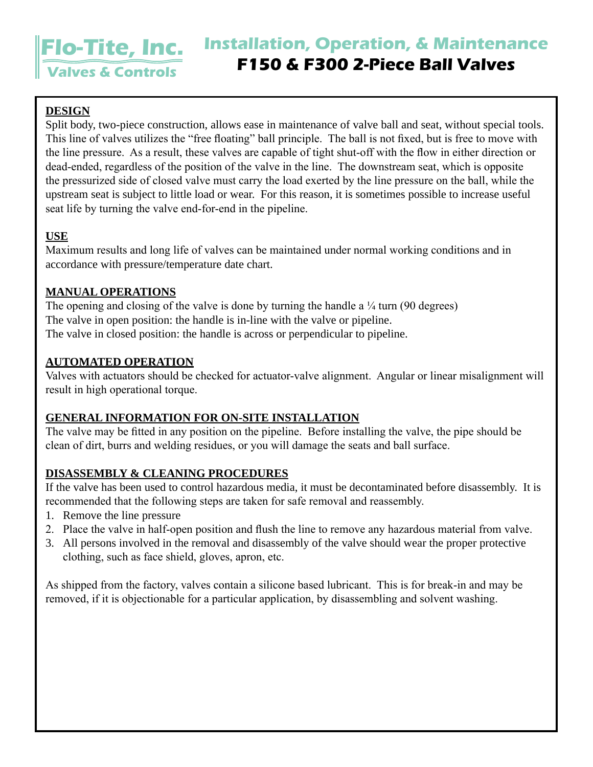**Flo-Tite, Inc.**
**Valves & Controls**

# Installation, Operation, & Maintenance
# F150 & F300 2-Piece Ball Valves

## DESIGN

Split body, two-piece construction, allows ease in maintenance of valve ball and seat, without special tools. This line of valves utilizes the "free floating" ball principle. The ball is not fixed, but is free to move with the line pressure. As a result, these valves are capable of tight shut-off with the flow in either direction or dead-ended, regardless of the position of the valve in the line. The downstream seat, which is opposite the pressurized side of closed valve must carry the load exerted by the line pressure on the ball, while the upstream seat is subject to little load or wear. For this reason, it is sometimes possible to increase useful seat life by turning the valve end-for-end in the pipeline.

## USE

Maximum results and long life of valves can be maintained under normal working conditions and in accordance with pressure/temperature date chart.

## MANUAL OPERATIONS

The opening and closing of the valve is done by turning the handle a ¼ turn (90 degrees)
The valve in open position: the handle is in-line with the valve or pipeline.
The valve in closed position: the handle is across or perpendicular to pipeline.

## AUTOMATED OPERATION

Valves with actuators should be checked for actuator-valve alignment. Angular or linear misalignment will result in high operational torque.

## GENERAL INFORMATION FOR ON-SITE INSTALLATION

The valve may be fitted in any position on the pipeline. Before installing the valve, the pipe should be clean of dirt, burrs and welding residues, or you will damage the seats and ball surface.

## DISASSEMBLY & CLEANING PROCEDURES

If the valve has been used to control hazardous media, it must be decontaminated before disassembly. It is recommended that the following steps are taken for safe removal and reassembly.

1. Remove the line pressure
2. Place the valve in half-open position and flush the line to remove any hazardous material from valve.
3. All persons involved in the removal and disassembly of the valve should wear the proper protective clothing, such as face shield, gloves, apron, etc.

As shipped from the factory, valves contain a silicone based lubricant. This is for break-in and may be removed, if it is objectionable for a particular application, by disassembling and solvent washing.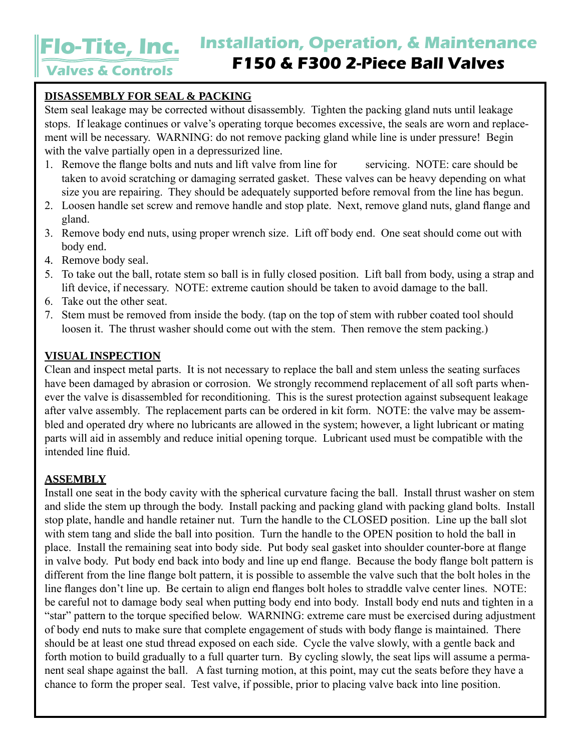# Flo-Tite, Inc.

## Valves & Controls

# Installation, Operation, & Maintenance

# F150 & F300 2-Piece Ball Valves

**DISASSEMBLY FOR SEAL & PACKING**

Stem seal leakage may be corrected without disassembly. Tighten the packing gland nuts until leakage stops. If leakage continues or valve's operating torque becomes excessive, the seals are worn and replacement will be necessary. WARNING: do not remove packing gland while line is under pressure! Begin with the valve partially open in a depressurized line.

1. Remove the flange bolts and nuts and lift valve from line for servicing. NOTE: care should be taken to avoid scratching or damaging serrated gasket. These valves can be heavy depending on what size you are repairing. They should be adequately supported before removal from the line has begun.
2. Loosen handle set screw and remove handle and stop plate. Next, remove gland nuts, gland flange and gland.
3. Remove body end nuts, using proper wrench size. Lift off body end. One seat should come out with body end.
4. Remove body seal.
5. To take out the ball, rotate stem so ball is in fully closed position. Lift ball from body, using a strap and lift device, if necessary. NOTE: extreme caution should be taken to avoid damage to the ball.
6. Take out the other seat.
7. Stem must be removed from inside the body. (tap on the top of stem with rubber coated tool should loosen it. The thrust washer should come out with the stem. Then remove the stem packing.)

**VISUAL INSPECTION**

Clean and inspect metal parts. It is not necessary to replace the ball and stem unless the seating surfaces have been damaged by abrasion or corrosion. We strongly recommend replacement of all soft parts whenever the valve is disassembled for reconditioning. This is the surest protection against subsequent leakage after valve assembly. The replacement parts can be ordered in kit form. NOTE: the valve may be assembled and operated dry where no lubricants are allowed in the system; however, a light lubricant or mating parts will aid in assembly and reduce initial opening torque. Lubricant used must be compatible with the intended line fluid.

**ASSEMBLY**

Install one seat in the body cavity with the spherical curvature facing the ball. Install thrust washer on stem and slide the stem up through the body. Install packing and packing gland with packing gland bolts. Install stop plate, handle and handle retainer nut. Turn the handle to the CLOSED position. Line up the ball slot with stem tang and slide the ball into position. Turn the handle to the OPEN position to hold the ball in place. Install the remaining seat into body side. Put body seal gasket into shoulder counter-bore at flange in valve body. Put body end back into body and line up end flange. Because the body flange bolt pattern is different from the line flange bolt pattern, it is possible to assemble the valve such that the bolt holes in the line flanges don't line up. Be certain to align end flanges bolt holes to straddle valve center lines. NOTE: be careful not to damage body seal when putting body end into body. Install body end nuts and tighten in a "star" pattern to the torque specified below. WARNING: extreme care must be exercised during adjustment of body end nuts to make sure that complete engagement of studs with body flange is maintained. There should be at least one stud thread exposed on each side. Cycle the valve slowly, with a gentle back and forth motion to build gradually to a full quarter turn. By cycling slowly, the seat lips will assume a permanent seal shape against the ball. A fast turning motion, at this point, may cut the seats before they have a chance to form the proper seal. Test valve, if possible, prior to placing valve back into line position.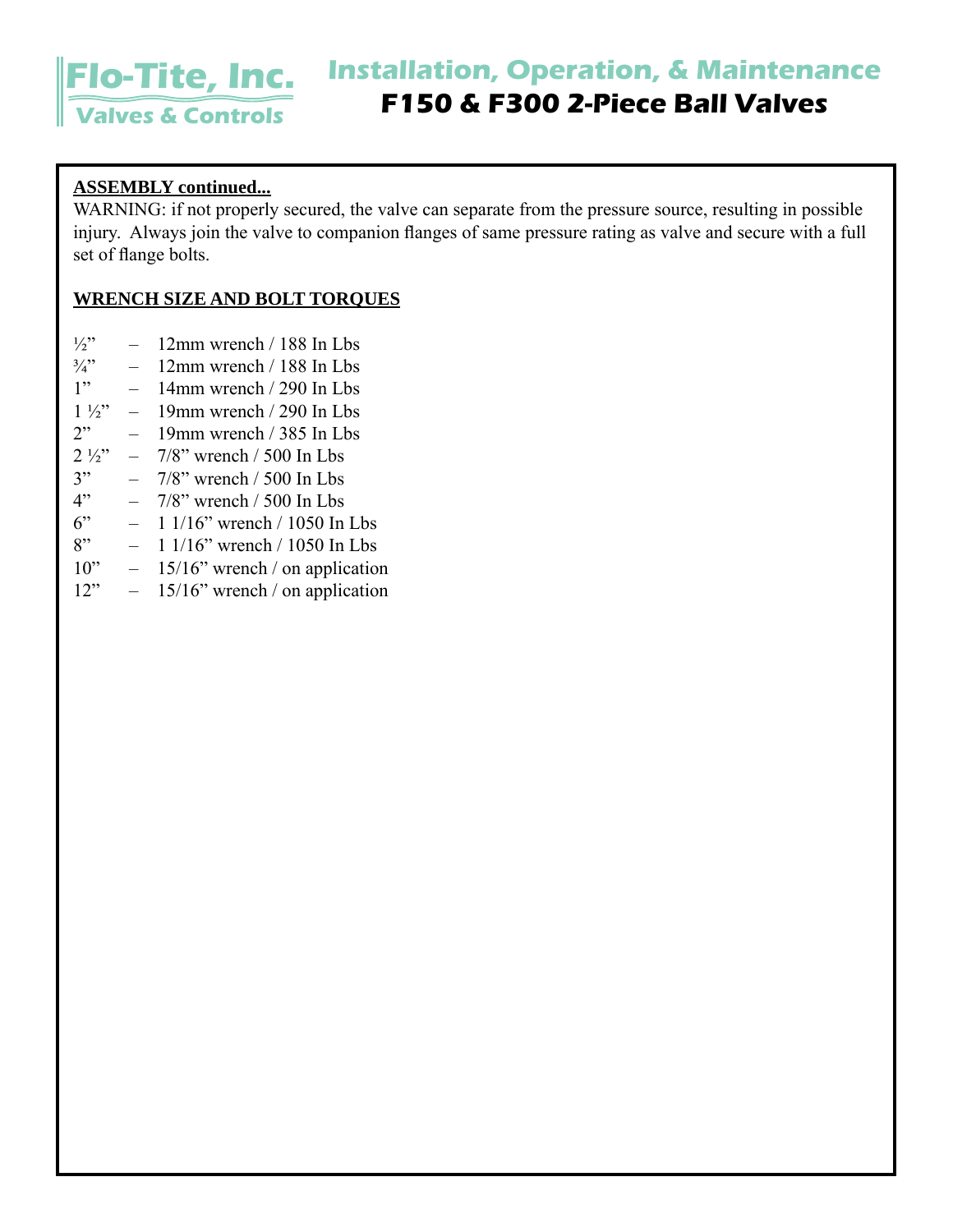**ASSEMBLY continued...**

WARNING: if not properly secured, the valve can separate from the pressure source, resulting in possible injury. Always join the valve to companion flanges of same pressure rating as valve and secure with a full set of flange bolts.

**WRENCH SIZE AND BOLT TORQUES**

½” – 12mm wrench / 188 In Lbs
¾” – 12mm wrench / 188 In Lbs
1” – 14mm wrench / 290 In Lbs
1 ½” – 19mm wrench / 290 In Lbs
2” – 19mm wrench / 385 In Lbs
2 ½” – 7/8” wrench / 500 In Lbs
3” – 7/8” wrench / 500 In Lbs
4” – 7/8” wrench / 500 In Lbs
6” – 1 1/16” wrench / 1050 In Lbs
8” – 1 1/16” wrench / 1050 In Lbs
10” – 15/16” wrench / on application
12” – 15/16” wrench / on application